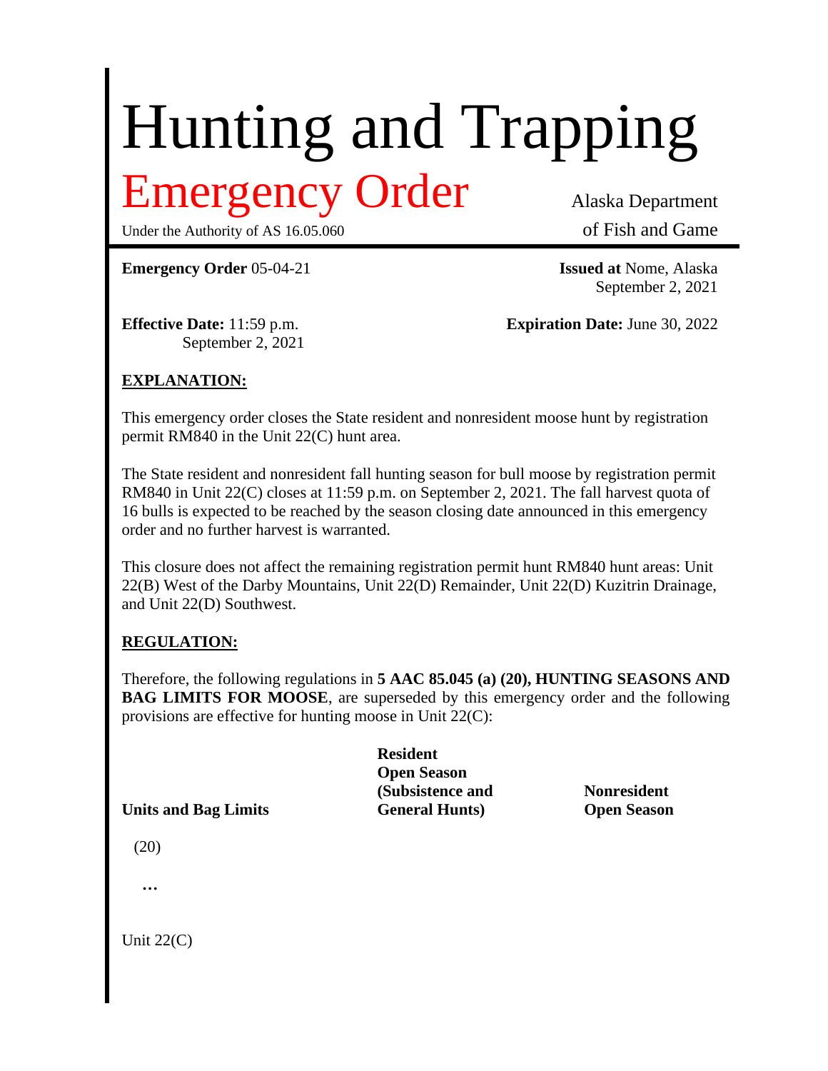# Hunting and Trapping

## Emergency Order

Under the Authority of AS 16.05.060

Alaska Department of Fish and Game

**Emergency Order** 05-04-21

**Issued at** Nome, Alaska
September 2, 2021

**Effective Date:** 11:59 p.m.
September 2, 2021

**Expiration Date:** June 30, 2022

**EXPLANATION:**

This emergency order closes the State resident and nonresident moose hunt by registration permit RM840 in the Unit 22(C) hunt area.

The State resident and nonresident fall hunting season for bull moose by registration permit RM840 in Unit 22(C) closes at 11:59 p.m. on September 2, 2021. The fall harvest quota of 16 bulls is expected to be reached by the season closing date announced in this emergency order and no further harvest is warranted.

This closure does not affect the remaining registration permit hunt RM840 hunt areas: Unit 22(B) West of the Darby Mountains, Unit 22(D) Remainder, Unit 22(D) Kuzitrin Drainage, and Unit 22(D) Southwest.

**REGULATION:**

Therefore, the following regulations in **5 AAC 85.045 (a) (20), HUNTING SEASONS AND BAG LIMITS FOR MOOSE**, are superseded by this emergency order and the following provisions are effective for hunting moose in Unit 22(C):

| Units and Bag Limits | Resident Open Season (Subsistence and General Hunts) | Nonresident Open Season |
|---|---|---|
| (20) | | |
| ... | | |
| Unit 22(C) | | |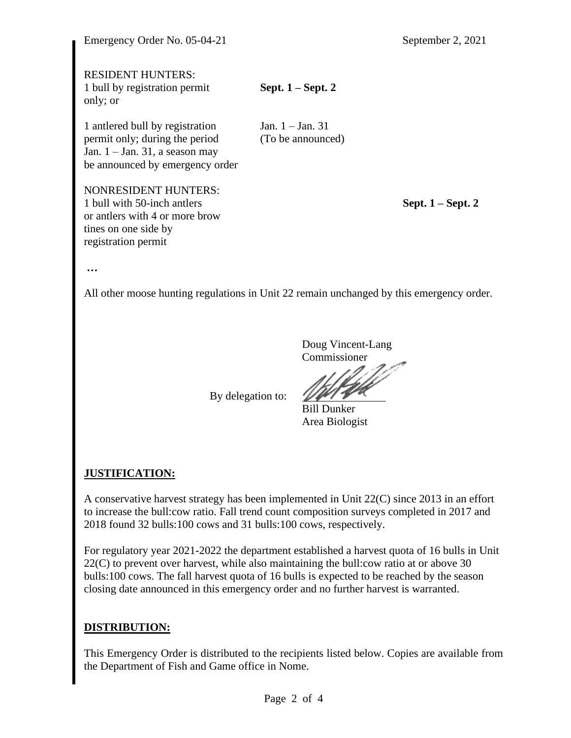RESIDENT HUNTERS:

| | |
|---|---|
| 1 bull by registration permit only; or | **Sept. 1 – Sept. 2** |
| 1 antlered bull by registration permit only; during the period Jan. 1 – Jan. 31, a season may be announced by emergency order | Jan. 1 – Jan. 31 (To be announced) |

NONRESIDENT HUNTERS:

| | |
|---|---|
| 1 bull with 50-inch antlers or antlers with 4 or more brow tines on one side by registration permit | **Sept. 1 – Sept. 2** |

…

All other moose hunting regulations in Unit 22 remain unchanged by this emergency order.

Doug Vincent-Lang
Commissioner

By delegation to:

Bill Dunker
Area Biologist

## JUSTIFICATION:

A conservative harvest strategy has been implemented in Unit 22(C) since 2013 in an effort to increase the bull:cow ratio. Fall trend count composition surveys completed in 2017 and 2018 found 32 bulls:100 cows and 31 bulls:100 cows, respectively.

For regulatory year 2021-2022 the department established a harvest quota of 16 bulls in Unit 22(C) to prevent over harvest, while also maintaining the bull:cow ratio at or above 30 bulls:100 cows. The fall harvest quota of 16 bulls is expected to be reached by the season closing date announced in this emergency order and no further harvest is warranted.

## DISTRIBUTION:

This Emergency Order is distributed to the recipients listed below. Copies are available from the Department of Fish and Game office in Nome.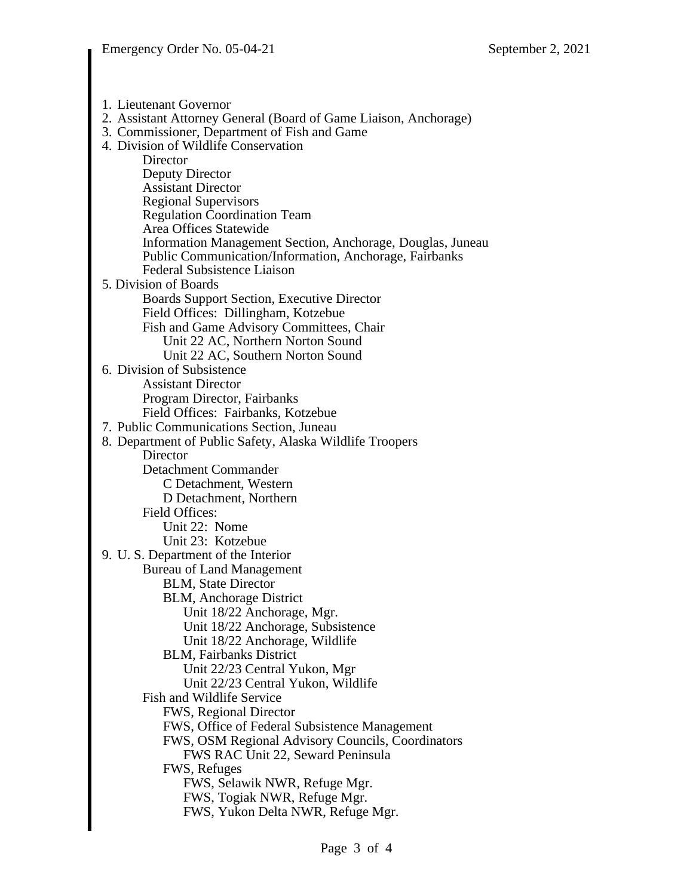1. Lieutenant Governor
2. Assistant Attorney General (Board of Game Liaison, Anchorage)
3. Commissioner, Department of Fish and Game
4. Division of Wildlife Conservation
    - Director
    - Deputy Director
    - Assistant Director
    - Regional Supervisors
    - Regulation Coordination Team
    - Area Offices Statewide
    - Information Management Section, Anchorage, Douglas, Juneau
    - Public Communication/Information, Anchorage, Fairbanks
    - Federal Subsistence Liaison
5. Division of Boards
    - Boards Support Section, Executive Director
    - Field Offices: Dillingham, Kotzebue
    - Fish and Game Advisory Committees, Chair
        - Unit 22 AC, Northern Norton Sound
        - Unit 22 AC, Southern Norton Sound
6. Division of Subsistence
    - Assistant Director
    - Program Director, Fairbanks
    - Field Offices: Fairbanks, Kotzebue
7. Public Communications Section, Juneau
8. Department of Public Safety, Alaska Wildlife Troopers
    - Director
    - Detachment Commander
        - C Detachment, Western
        - D Detachment, Northern
    - Field Offices:
        - Unit 22: Nome
        - Unit 23: Kotzebue
9. U. S. Department of the Interior
    - Bureau of Land Management
        - BLM, State Director
        - BLM, Anchorage District
            - Unit 18/22 Anchorage, Mgr.
            - Unit 18/22 Anchorage, Subsistence
            - Unit 18/22 Anchorage, Wildlife
        - BLM, Fairbanks District
            - Unit 22/23 Central Yukon, Mgr
            - Unit 22/23 Central Yukon, Wildlife
    - Fish and Wildlife Service
        - FWS, Regional Director
        - FWS, Office of Federal Subsistence Management
        - FWS, OSM Regional Advisory Councils, Coordinators
            - FWS RAC Unit 22, Seward Peninsula
        - FWS, Refuges
            - FWS, Selawik NWR, Refuge Mgr.
            - FWS, Togiak NWR, Refuge Mgr.
            - FWS, Yukon Delta NWR, Refuge Mgr.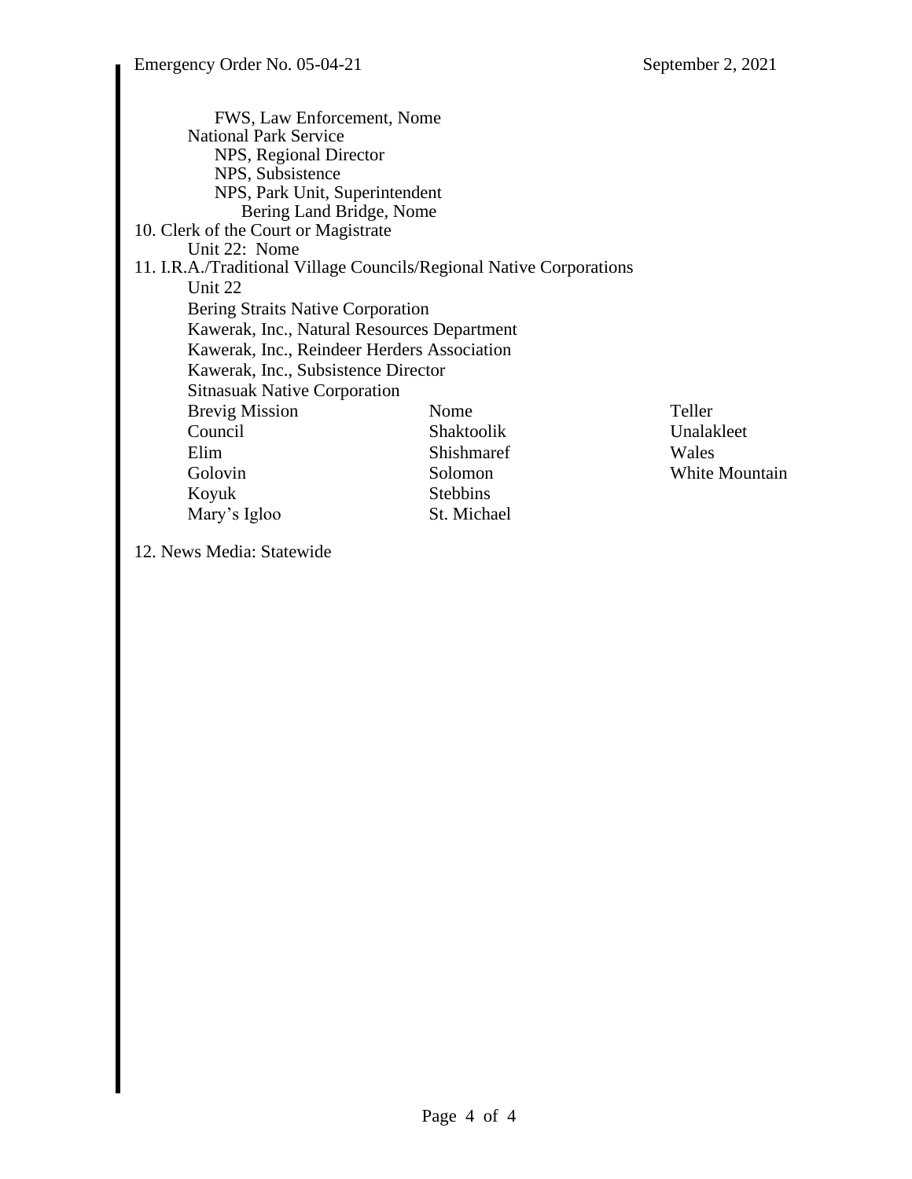FWS, Law Enforcement, Nome

National Park Service

NPS, Regional Director

NPS, Subsistence

NPS, Park Unit, Superintendent

Bering Land Bridge, Nome

10. Clerk of the Court or Magistrate

Unit 22: Nome

11. I.R.A./Traditional Village Councils/Regional Native Corporations

Unit 22

Bering Straits Native Corporation

Kawerak, Inc., Natural Resources Department

Kawerak, Inc., Reindeer Herders Association

Kawerak, Inc., Subsistence Director

Sitnasuak Native Corporation

| | | |
|---|---|---|
| Brevig Mission | Nome | Teller |
| Council | Shaktoolik | Unalakleet |
| Elim | Shishmaref | Wales |
| Golovin | Solomon | White Mountain |
| Koyuk | Stebbins | |
| Mary's Igloo | St. Michael | |

12. News Media: Statewide